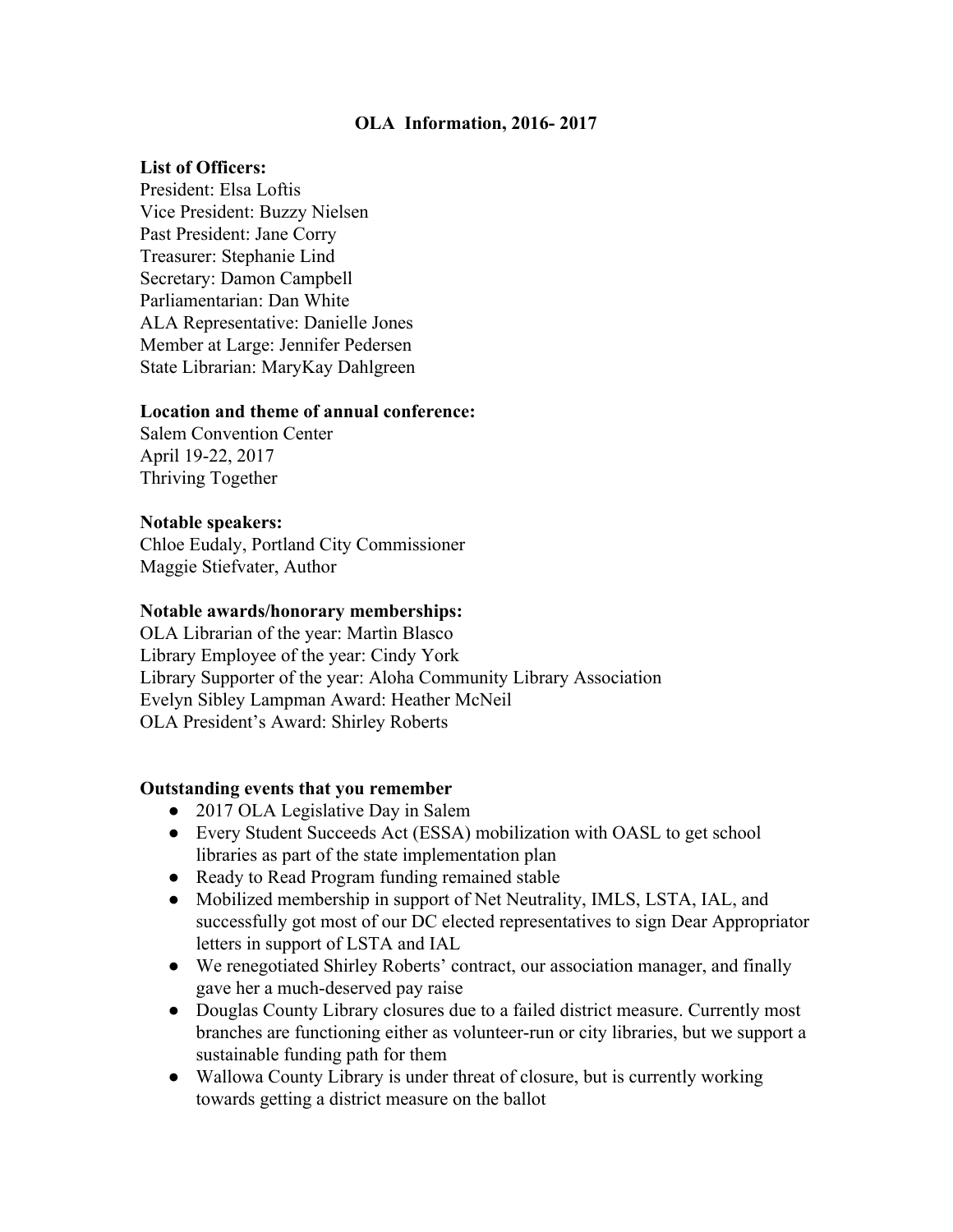# OLA Information, 2016- 2017

**List of Officers:**

President: Elsa Loftis
Vice President: Buzzy Nielsen
Past President: Jane Corry
Treasurer: Stephanie Lind
Secretary: Damon Campbell
Parliamentarian: Dan White
ALA Representative: Danielle Jones
Member at Large: Jennifer Pedersen
State Librarian: MaryKay Dahlgreen

**Location and theme of annual conference:**

Salem Convention Center
April 19-22, 2017
Thriving Together

**Notable speakers:**

Chloe Eudaly, Portland City Commissioner
Maggie Stiefvater, Author

**Notable awards/honorary memberships:**

OLA Librarian of the year: Martìn Blasco
Library Employee of the year: Cindy York
Library Supporter of the year: Aloha Community Library Association
Evelyn Sibley Lampman Award: Heather McNeil
OLA President's Award: Shirley Roberts

**Outstanding events that you remember**

- 2017 OLA Legislative Day in Salem
- Every Student Succeeds Act (ESSA) mobilization with OASL to get school libraries as part of the state implementation plan
- Ready to Read Program funding remained stable
- Mobilized membership in support of Net Neutrality, IMLS, LSTA, IAL, and successfully got most of our DC elected representatives to sign Dear Appropriator letters in support of LSTA and IAL
- We renegotiated Shirley Roberts' contract, our association manager, and finally gave her a much-deserved pay raise
- Douglas County Library closures due to a failed district measure. Currently most branches are functioning either as volunteer-run or city libraries, but we support a sustainable funding path for them
- Wallowa County Library is under threat of closure, but is currently working towards getting a district measure on the ballot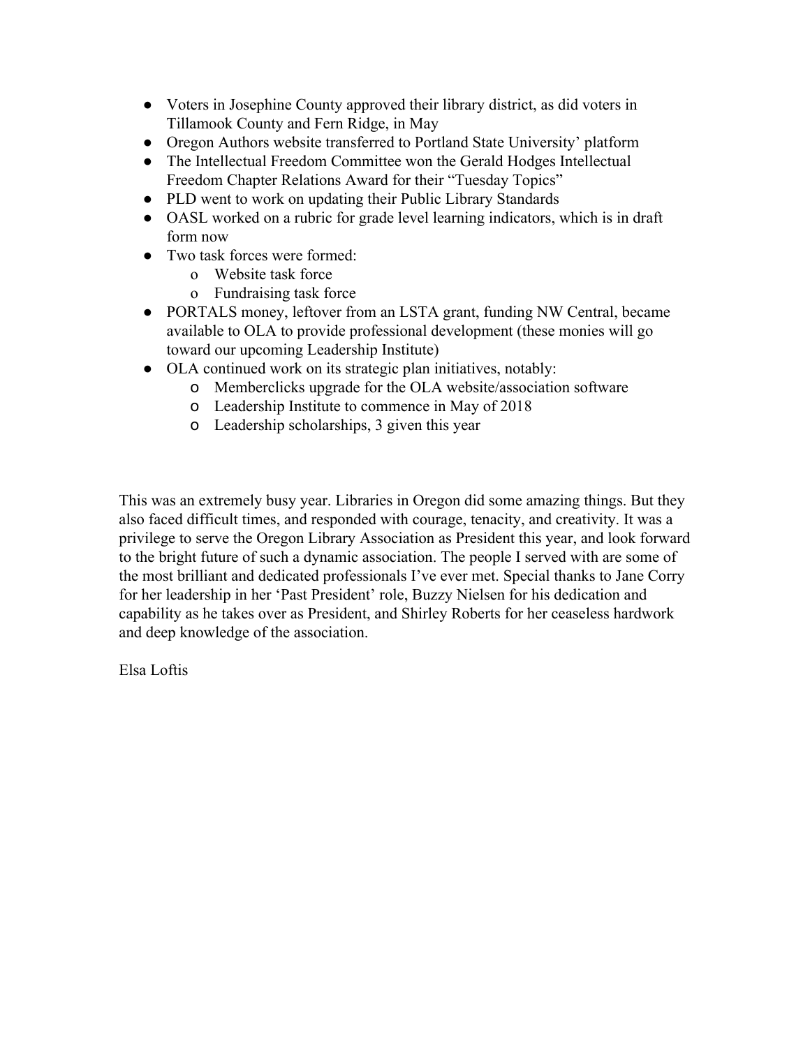- Voters in Josephine County approved their library district, as did voters in Tillamook County and Fern Ridge, in May
- Oregon Authors website transferred to Portland State University' platform
- The Intellectual Freedom Committee won the Gerald Hodges Intellectual Freedom Chapter Relations Award for their "Tuesday Topics"
- PLD went to work on updating their Public Library Standards
- OASL worked on a rubric for grade level learning indicators, which is in draft form now
- Two task forces were formed:
  - Website task force
  - Fundraising task force
- PORTALS money, leftover from an LSTA grant, funding NW Central, became available to OLA to provide professional development (these monies will go toward our upcoming Leadership Institute)
- OLA continued work on its strategic plan initiatives, notably:
  - Memberclicks upgrade for the OLA website/association software
  - Leadership Institute to commence in May of 2018
  - Leadership scholarships, 3 given this year

This was an extremely busy year. Libraries in Oregon did some amazing things. But they also faced difficult times, and responded with courage, tenacity, and creativity. It was a privilege to serve the Oregon Library Association as President this year, and look forward to the bright future of such a dynamic association. The people I served with are some of the most brilliant and dedicated professionals I've ever met. Special thanks to Jane Corry for her leadership in her 'Past President' role, Buzzy Nielsen for his dedication and capability as he takes over as President, and Shirley Roberts for her ceaseless hardwork and deep knowledge of the association.

Elsa Loftis